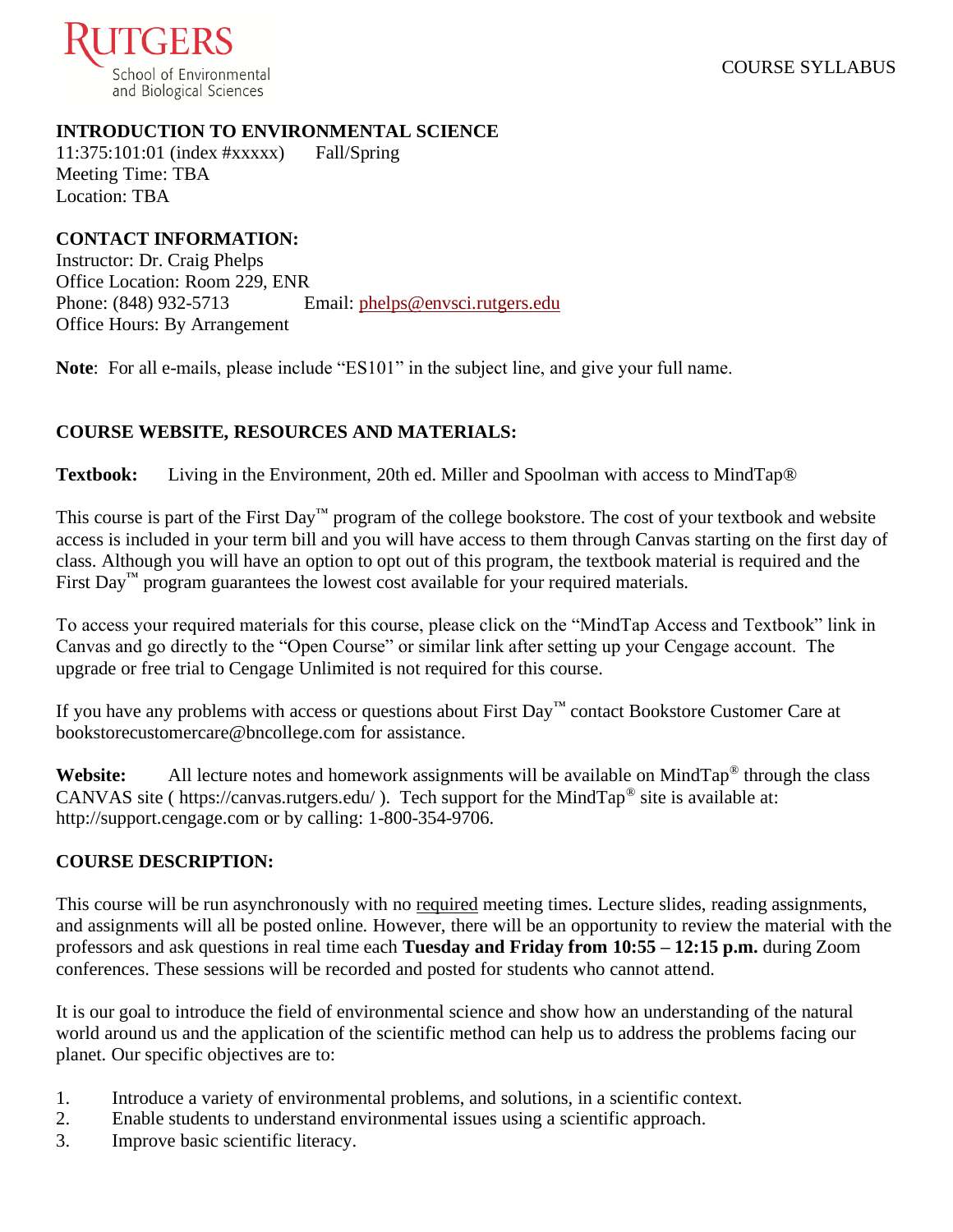RUTGERS
School of Environmental and Biological Sciences

COURSE SYLLABUS

**INTRODUCTION TO ENVIRONMENTAL SCIENCE**
11:375:101:01 (index #xxxxx)  Fall/Spring
Meeting Time: TBA
Location: TBA

**CONTACT INFORMATION:**
Instructor: Dr. Craig Phelps
Office Location: Room 229, ENR
Phone: (848) 932-5713  Email: phelps@envsci.rutgers.edu
Office Hours: By Arrangement

**Note**: For all e-mails, please include "ES101" in the subject line, and give your full name.

**COURSE WEBSITE, RESOURCES AND MATERIALS:**

**Textbook:** Living in the Environment, 20th ed. Miller and Spoolman with access to MindTap®

This course is part of the First Day™ program of the college bookstore. The cost of your textbook and website access is included in your term bill and you will have access to them through Canvas starting on the first day of class. Although you will have an option to opt out of this program, the textbook material is required and the First Day™ program guarantees the lowest cost available for your required materials.

To access your required materials for this course, please click on the "MindTap Access and Textbook" link in Canvas and go directly to the "Open Course" or similar link after setting up your Cengage account. The upgrade or free trial to Cengage Unlimited is not required for this course.

If you have any problems with access or questions about First Day™ contact Bookstore Customer Care at bookstorecustomercare@bncollege.com for assistance.

**Website:** All lecture notes and homework assignments will be available on MindTap® through the class CANVAS site ( https://canvas.rutgers.edu/ ). Tech support for the MindTap® site is available at: http://support.cengage.com or by calling: 1-800-354-9706.

**COURSE DESCRIPTION:**

This course will be run asynchronously with no required meeting times. Lecture slides, reading assignments, and assignments will all be posted online. However, there will be an opportunity to review the material with the professors and ask questions in real time each **Tuesday and Friday from 10:55 – 12:15 p.m.** during Zoom conferences. These sessions will be recorded and posted for students who cannot attend.

It is our goal to introduce the field of environmental science and show how an understanding of the natural world around us and the application of the scientific method can help us to address the problems facing our planet. Our specific objectives are to:

1. Introduce a variety of environmental problems, and solutions, in a scientific context.
2. Enable students to understand environmental issues using a scientific approach.
3. Improve basic scientific literacy.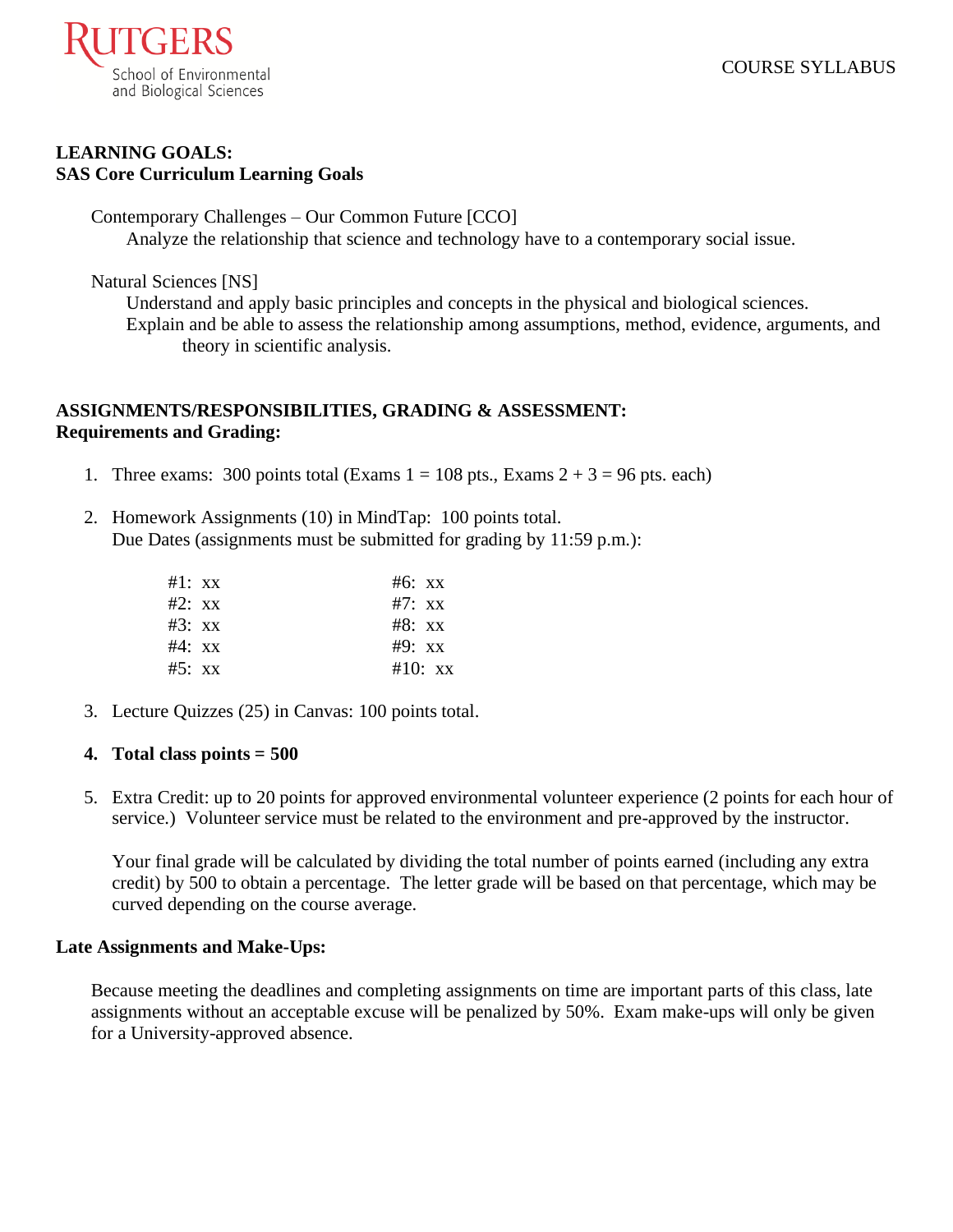**LEARNING GOALS:**
**SAS Core Curriculum Learning Goals**

Contemporary Challenges – Our Common Future [CCO]
Analyze the relationship that science and technology have to a contemporary social issue.

Natural Sciences [NS]
Understand and apply basic principles and concepts in the physical and biological sciences.
Explain and be able to assess the relationship among assumptions, method, evidence, arguments, and theory in scientific analysis.

**ASSIGNMENTS/RESPONSIBILITIES, GRADING & ASSESSMENT:**
**Requirements and Grading:**

1. Three exams: 300 points total (Exams 1 = 108 pts., Exams 2 + 3 = 96 pts. each)

2. Homework Assignments (10) in MindTap: 100 points total.
   Due Dates (assignments must be submitted for grading by 11:59 p.m.):

   | | |
   |---|---|
   | #1: xx | #6: xx |
   | #2: xx | #7: xx |
   | #3: xx | #8: xx |
   | #4: xx | #9: xx |
   | #5: xx | #10: xx |

3. Lecture Quizzes (25) in Canvas: 100 points total.

4. **Total class points = 500**

5. Extra Credit: up to 20 points for approved environmental volunteer experience (2 points for each hour of service.) Volunteer service must be related to the environment and pre-approved by the instructor.

   Your final grade will be calculated by dividing the total number of points earned (including any extra credit) by 500 to obtain a percentage. The letter grade will be based on that percentage, which may be curved depending on the course average.

**Late Assignments and Make-Ups:**

Because meeting the deadlines and completing assignments on time are important parts of this class, late assignments without an acceptable excuse will be penalized by 50%. Exam make-ups will only be given for a University-approved absence.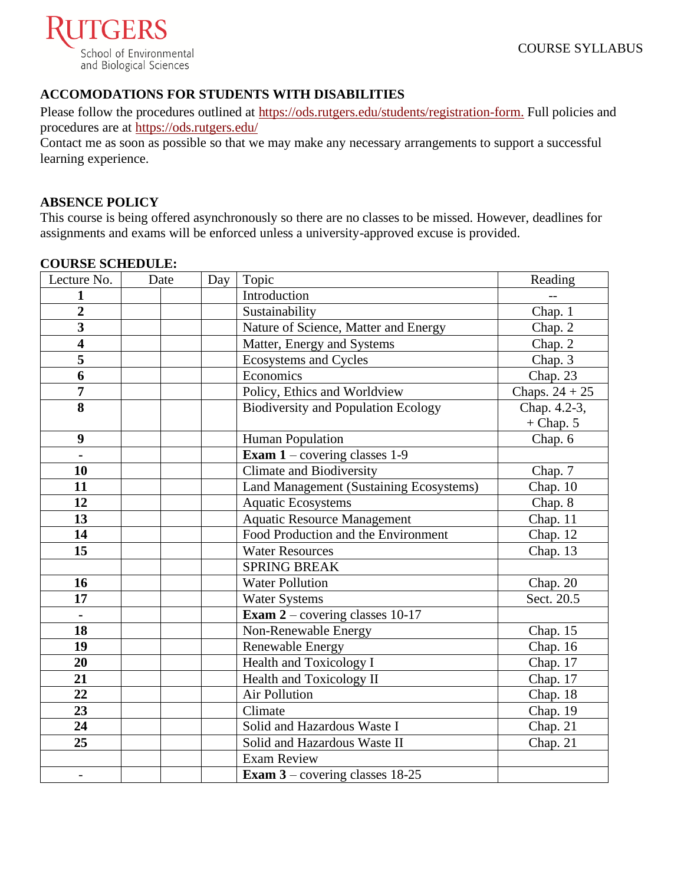## ACCOMODATIONS FOR STUDENTS WITH DISABILITIES

Please follow the procedures outlined at https://ods.rutgers.edu/students/registration-form. Full policies and procedures are at https://ods.rutgers.edu/

Contact me as soon as possible so that we may make any necessary arrangements to support a successful learning experience.

## ABSENCE POLICY

This course is being offered asynchronously so there are no classes to be missed. However, deadlines for assignments and exams will be enforced unless a university-approved excuse is provided.

## COURSE SCHEDULE:

| Lecture No. | Date | | Day | Topic | Reading |
|---|---|---|---|---|---|
| **1** | | | | Introduction | -- |
| **2** | | | | Sustainability | Chap. 1 |
| **3** | | | | Nature of Science, Matter and Energy | Chap. 2 |
| **4** | | | | Matter, Energy and Systems | Chap. 2 |
| **5** | | | | Ecosystems and Cycles | Chap. 3 |
| **6** | | | | Economics | Chap. 23 |
| **7** | | | | Policy, Ethics and Worldview | Chaps. 24 + 25 |
| **8** | | | | Biodiversity and Population Ecology | Chap. 4.2-3, + Chap. 5 |
| **9** | | | | Human Population | Chap. 6 |
| **-** | | | | **Exam 1** – covering classes 1-9 | |
| **10** | | | | Climate and Biodiversity | Chap. 7 |
| **11** | | | | Land Management (Sustaining Ecosystems) | Chap. 10 |
| **12** | | | | Aquatic Ecosystems | Chap. 8 |
| **13** | | | | Aquatic Resource Management | Chap. 11 |
| **14** | | | | Food Production and the Environment | Chap. 12 |
| **15** | | | | Water Resources | Chap. 13 |
| | | | | SPRING BREAK | |
| **16** | | | | Water Pollution | Chap. 20 |
| **17** | | | | Water Systems | Sect. 20.5 |
| **-** | | | | **Exam 2** – covering classes 10-17 | |
| **18** | | | | Non-Renewable Energy | Chap. 15 |
| **19** | | | | Renewable Energy | Chap. 16 |
| **20** | | | | Health and Toxicology I | Chap. 17 |
| **21** | | | | Health and Toxicology II | Chap. 17 |
| **22** | | | | Air Pollution | Chap. 18 |
| **23** | | | | Climate | Chap. 19 |
| **24** | | | | Solid and Hazardous Waste I | Chap. 21 |
| **25** | | | | Solid and Hazardous Waste II | Chap. 21 |
| | | | | Exam Review | |
| **-** | | | | **Exam 3** – covering classes 18-25 | |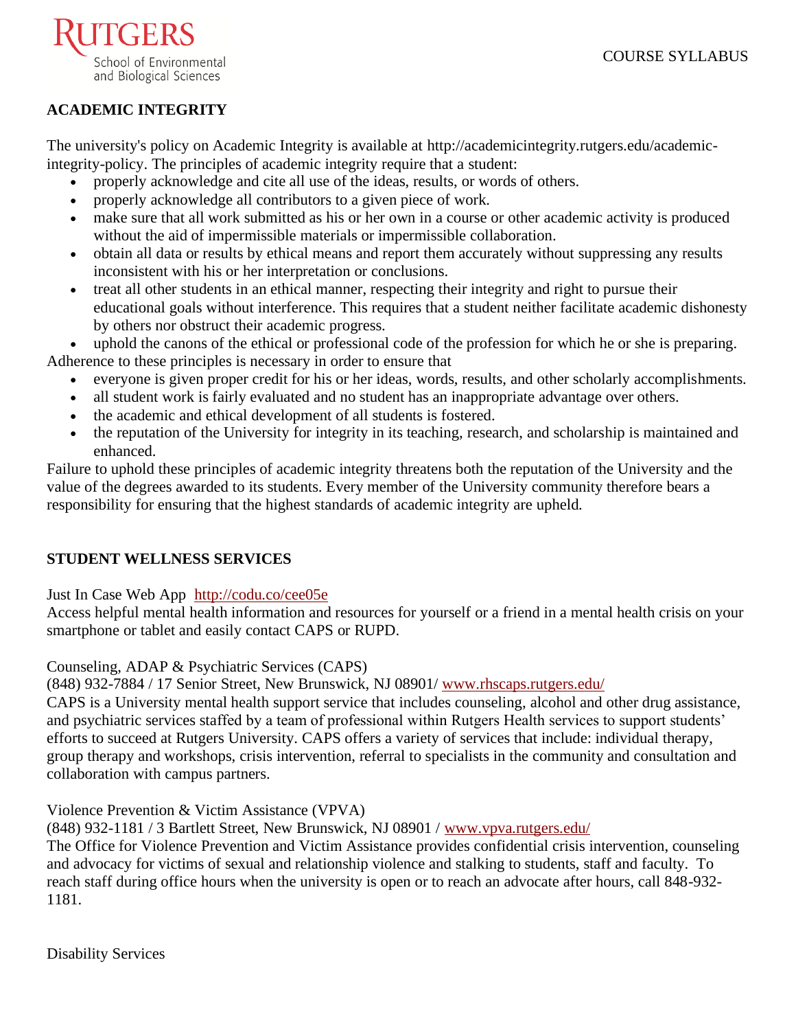## ACADEMIC INTEGRITY

The university's policy on Academic Integrity is available at http://academicintegrity.rutgers.edu/academic-integrity-policy. The principles of academic integrity require that a student:

- properly acknowledge and cite all use of the ideas, results, or words of others.
- properly acknowledge all contributors to a given piece of work.
- make sure that all work submitted as his or her own in a course or other academic activity is produced without the aid of impermissible materials or impermissible collaboration.
- obtain all data or results by ethical means and report them accurately without suppressing any results inconsistent with his or her interpretation or conclusions.
- treat all other students in an ethical manner, respecting their integrity and right to pursue their educational goals without interference. This requires that a student neither facilitate academic dishonesty by others nor obstruct their academic progress.
- uphold the canons of the ethical or professional code of the profession for which he or she is preparing.

Adherence to these principles is necessary in order to ensure that

- everyone is given proper credit for his or her ideas, words, results, and other scholarly accomplishments.
- all student work is fairly evaluated and no student has an inappropriate advantage over others.
- the academic and ethical development of all students is fostered.
- the reputation of the University for integrity in its teaching, research, and scholarship is maintained and enhanced.

Failure to uphold these principles of academic integrity threatens both the reputation of the University and the value of the degrees awarded to its students. Every member of the University community therefore bears a responsibility for ensuring that the highest standards of academic integrity are upheld.

## STUDENT WELLNESS SERVICES

Just In Case Web App http://codu.co/cee05e
Access helpful mental health information and resources for yourself or a friend in a mental health crisis on your smartphone or tablet and easily contact CAPS or RUPD.

Counseling, ADAP & Psychiatric Services (CAPS)
(848) 932-7884 / 17 Senior Street, New Brunswick, NJ 08901/ www.rhscaps.rutgers.edu/
CAPS is a University mental health support service that includes counseling, alcohol and other drug assistance, and psychiatric services staffed by a team of professional within Rutgers Health services to support students' efforts to succeed at Rutgers University. CAPS offers a variety of services that include: individual therapy, group therapy and workshops, crisis intervention, referral to specialists in the community and consultation and collaboration with campus partners.

Violence Prevention & Victim Assistance (VPVA)
(848) 932-1181 / 3 Bartlett Street, New Brunswick, NJ 08901 / www.vpva.rutgers.edu/
The Office for Violence Prevention and Victim Assistance provides confidential crisis intervention, counseling and advocacy for victims of sexual and relationship violence and stalking to students, staff and faculty. To reach staff during office hours when the university is open or to reach an advocate after hours, call 848-932-1181.

Disability Services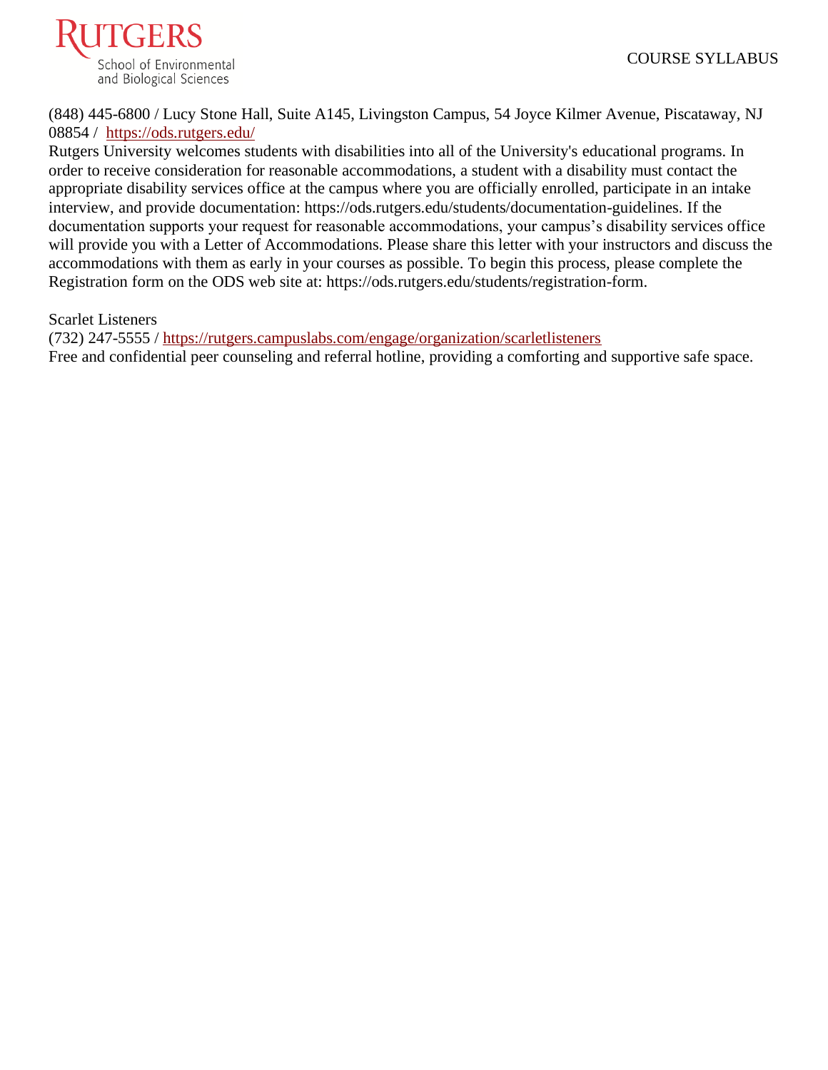(848) 445-6800 / Lucy Stone Hall, Suite A145, Livingston Campus, 54 Joyce Kilmer Avenue, Piscataway, NJ 08854 / https://ods.rutgers.edu/

Rutgers University welcomes students with disabilities into all of the University's educational programs. In order to receive consideration for reasonable accommodations, a student with a disability must contact the appropriate disability services office at the campus where you are officially enrolled, participate in an intake interview, and provide documentation: https://ods.rutgers.edu/students/documentation-guidelines. If the documentation supports your request for reasonable accommodations, your campus's disability services office will provide you with a Letter of Accommodations. Please share this letter with your instructors and discuss the accommodations with them as early in your courses as possible. To begin this process, please complete the Registration form on the ODS web site at: https://ods.rutgers.edu/students/registration-form.

Scarlet Listeners

(732) 247-5555 / https://rutgers.campuslabs.com/engage/organization/scarletlisteners

Free and confidential peer counseling and referral hotline, providing a comforting and supportive safe space.